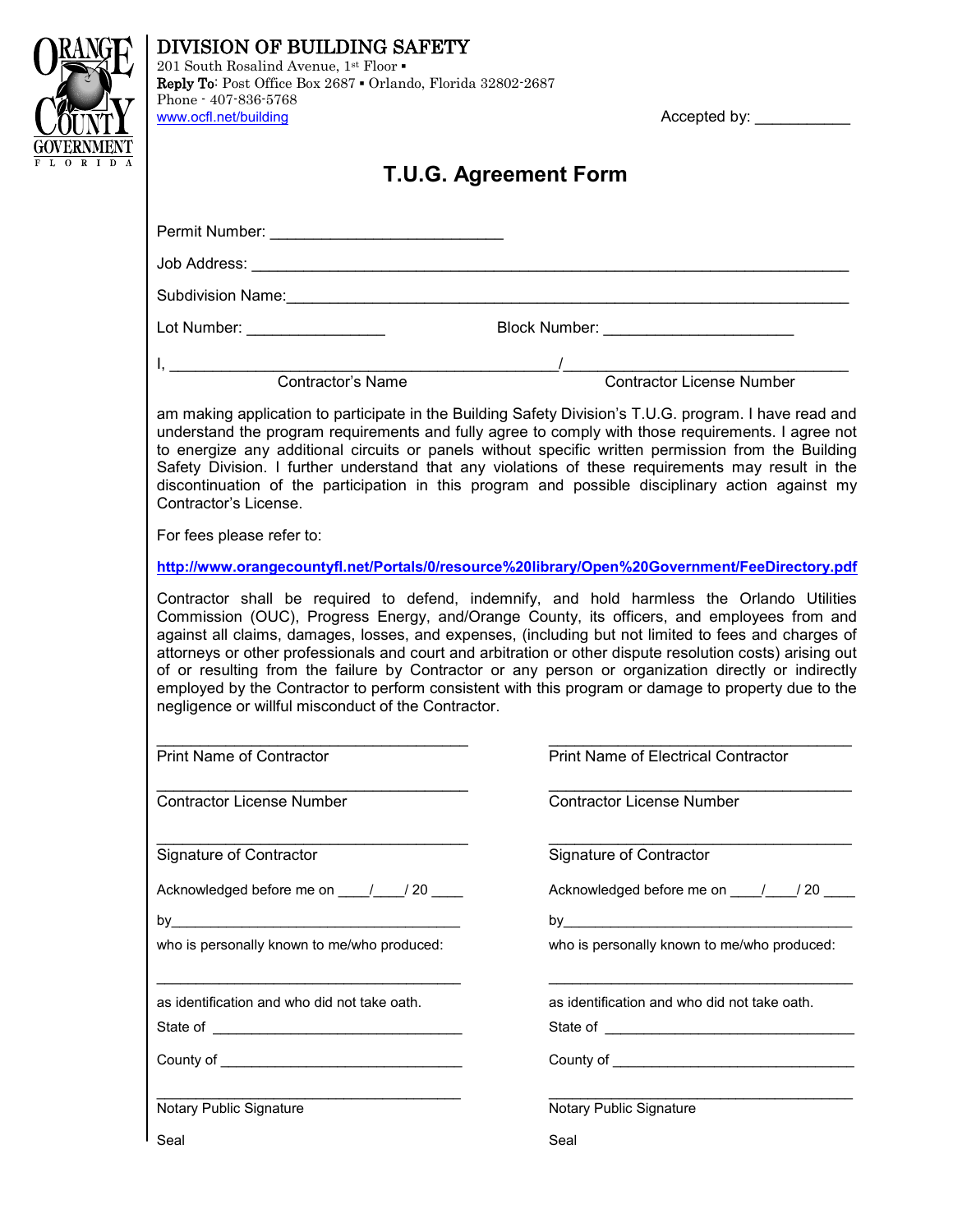ORANGE COUNTY GOVERNMENT FLORIDA

**DIVISION OF BUILDING SAFETY**
201 South Rosalind Avenue, 1st Floor ▪
**Reply To**: Post Office Box 2687 ▪ Orlando, Florida 32802-2687
Phone - 407-836-5768
www.ocfl.net/building

Accepted by: ___________

# T.U.G. Agreement Form

Permit Number: __________________________

Job Address: ______________________________________________________________________

Subdivision Name:__________________________________________________________________

Lot Number: ________________ Block Number: ______________________

I, ____________________________________________/________________________________
Contractor's Name / Contractor License Number

am making application to participate in the Building Safety Division's T.U.G. program. I have read and understand the program requirements and fully agree to comply with those requirements. I agree not to energize any additional circuits or panels without specific written permission from the Building Safety Division. I further understand that any violations of these requirements may result in the discontinuation of the participation in this program and possible disciplinary action against my Contractor's License.

For fees please refer to:

**http://www.orangecountyfl.net/Portals/0/resource%20library/Open%20Government/FeeDirectory.pdf**

Contractor shall be required to defend, indemnify, and hold harmless the Orlando Utilities Commission (OUC), Progress Energy, and/Orange County, its officers, and employees from and against all claims, damages, losses, and expenses, (including but not limited to fees and charges of attorneys or other professionals and court and arbitration or other dispute resolution costs) arising out of or resulting from the failure by Contractor or any person or organization directly or indirectly employed by the Contractor to perform consistent with this program or damage to property due to the negligence or willful misconduct of the Contractor.

____________________________________
Print Name of Contractor

____________________________________
Contractor License Number

____________________________________
Signature of Contractor

Acknowledged before me on ____/____/ 20 ____

by____________________________________

who is personally known to me/who produced:

____________________________________

as identification and who did not take oath.

State of ______________________________

County of ____________________________

____________________________________
Notary Public Signature

Seal

____________________________________
Print Name of Electrical Contractor

____________________________________
Contractor License Number

____________________________________
Signature of Contractor

Acknowledged before me on ____/____/ 20 ____

by____________________________________

who is personally known to me/who produced:

____________________________________

as identification and who did not take oath.

State of ______________________________

County of ____________________________

____________________________________
Notary Public Signature

Seal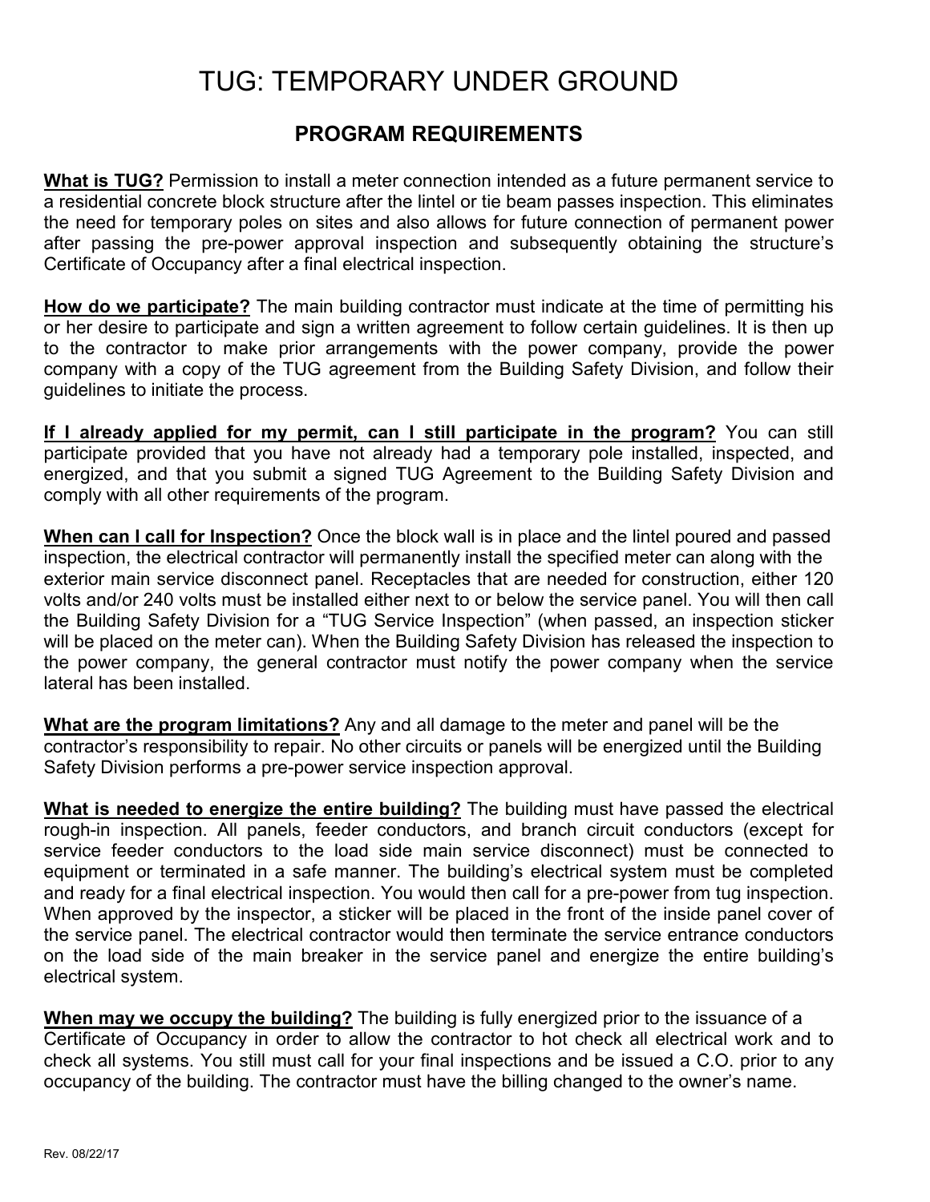# TUG: TEMPORARY UNDER GROUND

## PROGRAM REQUIREMENTS

**What is TUG?** Permission to install a meter connection intended as a future permanent service to a residential concrete block structure after the lintel or tie beam passes inspection. This eliminates the need for temporary poles on sites and also allows for future connection of permanent power after passing the pre-power approval inspection and subsequently obtaining the structure's Certificate of Occupancy after a final electrical inspection.

**How do we participate?** The main building contractor must indicate at the time of permitting his or her desire to participate and sign a written agreement to follow certain guidelines. It is then up to the contractor to make prior arrangements with the power company, provide the power company with a copy of the TUG agreement from the Building Safety Division, and follow their guidelines to initiate the process.

**If I already applied for my permit, can I still participate in the program?** You can still participate provided that you have not already had a temporary pole installed, inspected, and energized, and that you submit a signed TUG Agreement to the Building Safety Division and comply with all other requirements of the program.

**When can I call for Inspection?** Once the block wall is in place and the lintel poured and passed inspection, the electrical contractor will permanently install the specified meter can along with the exterior main service disconnect panel. Receptacles that are needed for construction, either 120 volts and/or 240 volts must be installed either next to or below the service panel. You will then call the Building Safety Division for a "TUG Service Inspection" (when passed, an inspection sticker will be placed on the meter can). When the Building Safety Division has released the inspection to the power company, the general contractor must notify the power company when the service lateral has been installed.

**What are the program limitations?** Any and all damage to the meter and panel will be the contractor's responsibility to repair. No other circuits or panels will be energized until the Building Safety Division performs a pre-power service inspection approval.

**What is needed to energize the entire building?** The building must have passed the electrical rough-in inspection. All panels, feeder conductors, and branch circuit conductors (except for service feeder conductors to the load side main service disconnect) must be connected to equipment or terminated in a safe manner. The building's electrical system must be completed and ready for a final electrical inspection. You would then call for a pre-power from tug inspection. When approved by the inspector, a sticker will be placed in the front of the inside panel cover of the service panel. The electrical contractor would then terminate the service entrance conductors on the load side of the main breaker in the service panel and energize the entire building's electrical system.

**When may we occupy the building?** The building is fully energized prior to the issuance of a Certificate of Occupancy in order to allow the contractor to hot check all electrical work and to check all systems. You still must call for your final inspections and be issued a C.O. prior to any occupancy of the building. The contractor must have the billing changed to the owner's name.

Rev. 08/22/17